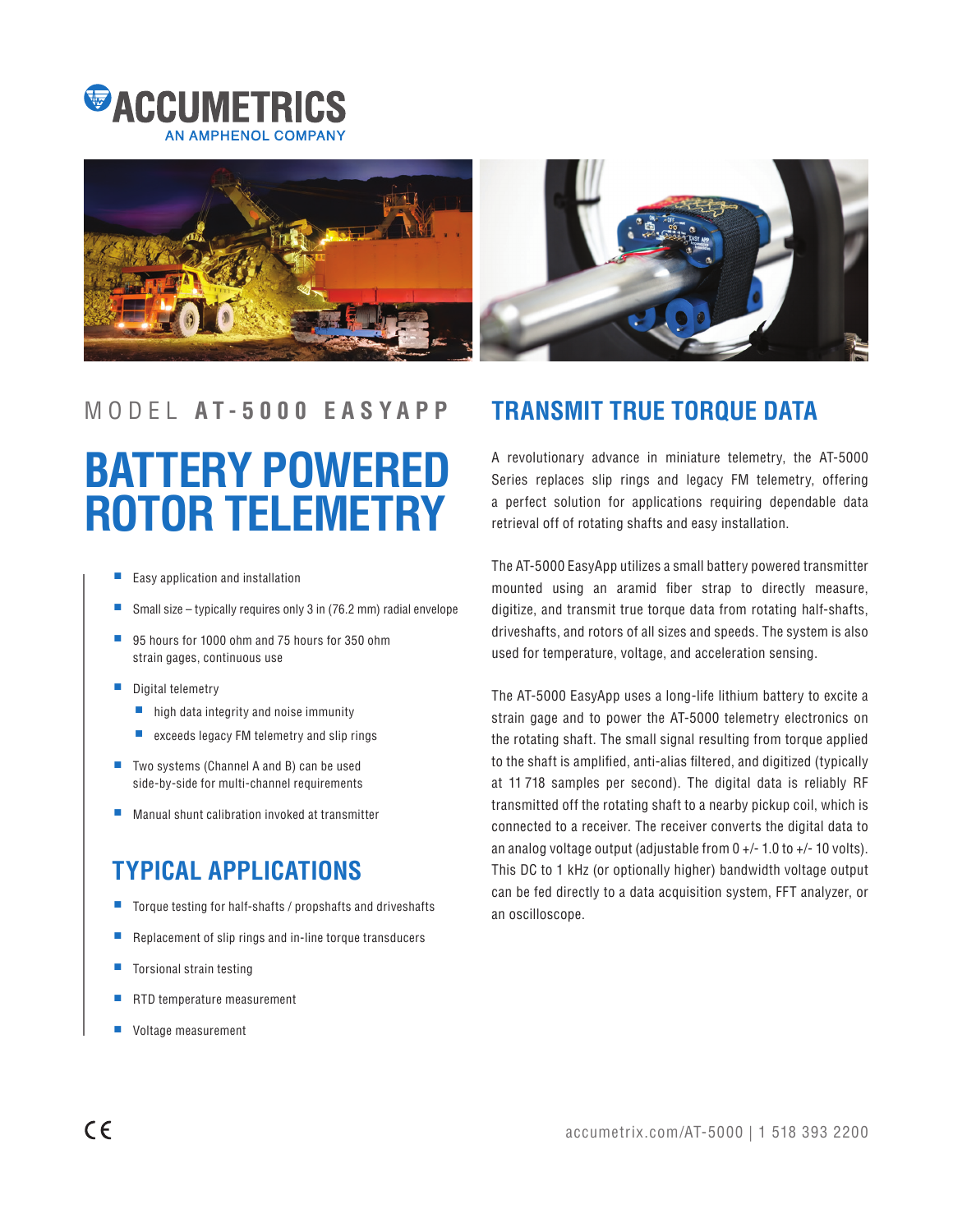ACCUMETRICS
AN AMPHENOL COMPANY

MODEL **AT-5000 EASYAPP**

# BATTERY POWERED ROTOR TELEMETRY

- Easy application and installation
- Small size – typically requires only 3 in (76.2 mm) radial envelope
- 95 hours for 1000 ohm and 75 hours for 350 ohm strain gages, continuous use
- Digital telemetry
  - high data integrity and noise immunity
  - exceeds legacy FM telemetry and slip rings
- Two systems (Channel A and B) can be used side-by-side for multi-channel requirements
- Manual shunt calibration invoked at transmitter

## TYPICAL APPLICATIONS

- Torque testing for half-shafts / propshafts and driveshafts
- Replacement of slip rings and in-line torque transducers
- Torsional strain testing
- RTD temperature measurement
- Voltage measurement

## TRANSMIT TRUE TORQUE DATA

A revolutionary advance in miniature telemetry, the AT-5000 Series replaces slip rings and legacy FM telemetry, offering a perfect solution for applications requiring dependable data retrieval off of rotating shafts and easy installation.

The AT-5000 EasyApp utilizes a small battery powered transmitter mounted using an aramid fiber strap to directly measure, digitize, and transmit true torque data from rotating half-shafts, driveshafts, and rotors of all sizes and speeds. The system is also used for temperature, voltage, and acceleration sensing.

The AT-5000 EasyApp uses a long-life lithium battery to excite a strain gage and to power the AT-5000 telemetry electronics on the rotating shaft. The small signal resulting from torque applied to the shaft is amplified, anti-alias filtered, and digitized (typically at 11 718 samples per second). The digital data is reliably RF transmitted off the rotating shaft to a nearby pickup coil, which is connected to a receiver. The receiver converts the digital data to an analog voltage output (adjustable from 0 +/- 1.0 to +/- 10 volts). This DC to 1 kHz (or optionally higher) bandwidth voltage output can be fed directly to a data acquisition system, FFT analyzer, or an oscilloscope.

CE

accumetrix.com/AT-5000 | 1 518 393 2200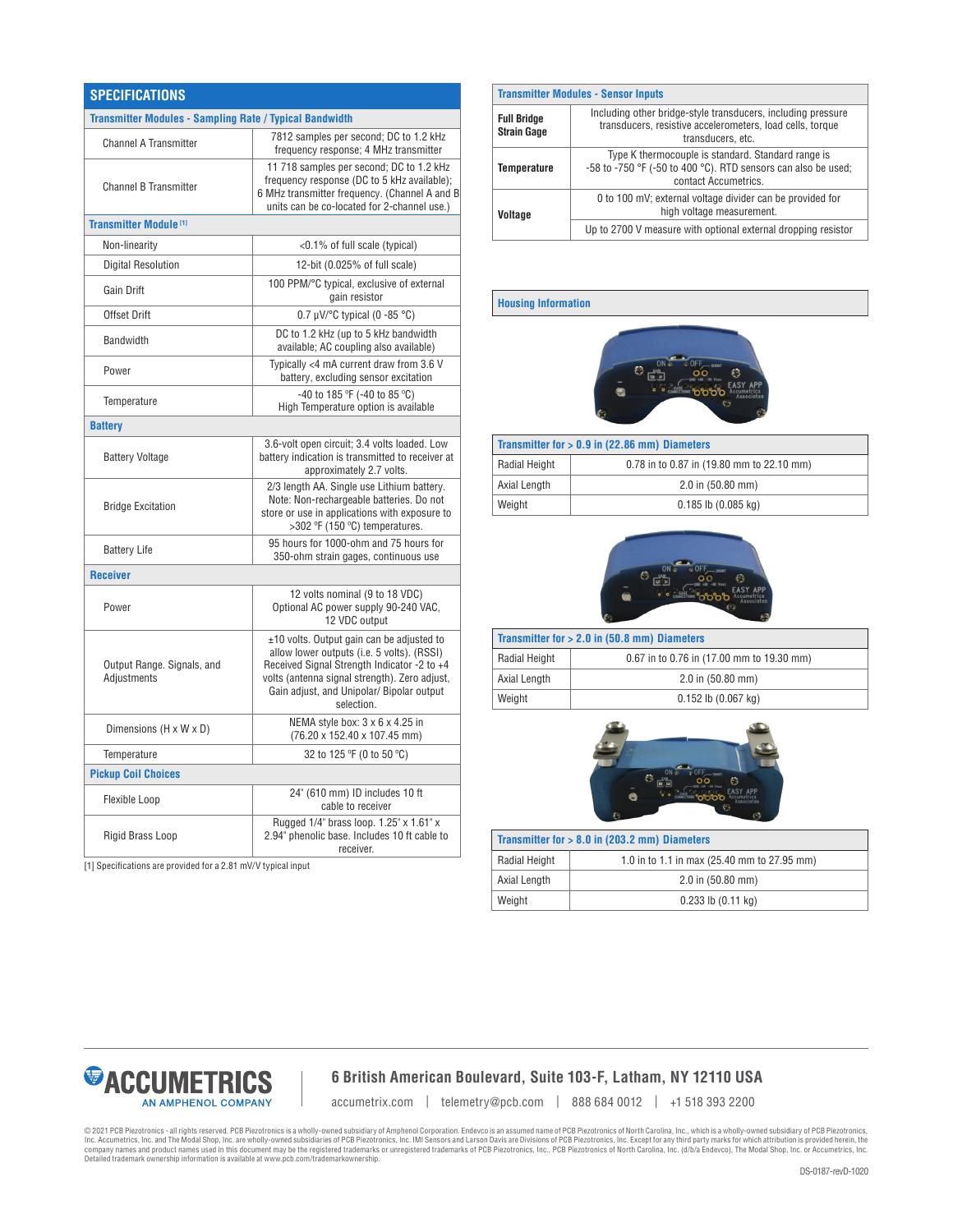## SPECIFICATIONS

| | |
|---|---|
| **Transmitter Modules - Sampling Rate / Typical Bandwidth** | |
| Channel A Transmitter | 7812 samples per second; DC to 1.2 kHz frequency response; 4 MHz transmitter |
| Channel B Transmitter | 11 718 samples per second; DC to 1.2 kHz frequency response (DC to 5 kHz available); 6 MHz transmitter frequency. (Channel A and B units can be co-located for 2-channel use.) |
| **Transmitter Module [1]** | |
| Non-linearity | <0.1% of full scale (typical) |
| Digital Resolution | 12-bit (0.025% of full scale) |
| Gain Drift | 100 PPM/°C typical, exclusive of external gain resistor |
| Offset Drift | 0.7 µV/°C typical (0 -85 °C) |
| Bandwidth | DC to 1.2 kHz (up to 5 kHz bandwidth available; AC coupling also available) |
| Power | Typically <4 mA current draw from 3.6 V battery, excluding sensor excitation |
| Temperature | -40 to 185 °F (-40 to 85 °C) High Temperature option is available |
| **Battery** | |
| Battery Voltage | 3.6-volt open circuit; 3.4 volts loaded. Low battery indication is transmitted to receiver at approximately 2.7 volts. |
| Bridge Excitation | 2/3 length AA. Single use Lithium battery. Note: Non-rechargeable batteries. Do not store or use in applications with exposure to >302 °F (150 °C) temperatures. |
| Battery Life | 95 hours for 1000-ohm and 75 hours for 350-ohm strain gages, continuous use |
| **Receiver** | |
| Power | 12 volts nominal (9 to 18 VDC) Optional AC power supply 90-240 VAC, 12 VDC output |
| Output Range. Signals, and Adjustments | ±10 volts. Output gain can be adjusted to allow lower outputs (i.e. 5 volts). (RSSI) Received Signal Strength Indicator -2 to +4 volts (antenna signal strength). Zero adjust, Gain adjust, and Unipolar/ Bipolar output selection. |
| Dimensions (H x W x D) | NEMA style box: 3 x 6 x 4.25 in (76.20 x 152.40 x 107.45 mm) |
| Temperature | 32 to 125 °F (0 to 50 °C) |
| **Pickup Coil Choices** | |
| Flexible Loop | 24" (610 mm) ID includes 10 ft cable to receiver |
| Rigid Brass Loop | Rugged 1/4" brass loop. 1.25" x 1.61" x 2.94" phenolic base. Includes 10 ft cable to receiver. |

[1] Specifications are provided for a 2.81 mV/V typical input

| | |
|---|---|
| **Transmitter Modules - Sensor Inputs** | |
| **Full Bridge Strain Gage** | Including other bridge-style transducers, including pressure transducers, resistive accelerometers, load cells, torque transducers, etc. |
| **Temperature** | Type K thermocouple is standard. Standard range is -58 to -750 °F (-50 to 400 °C). RTD sensors can also be used; contact Accumetrics. |
| **Voltage** | 0 to 100 mV; external voltage divider can be provided for high voltage measurement. |
| | Up to 2700 V measure with optional external dropping resistor |

### Housing Information

| | |
|---|---|
| **Transmitter for > 0.9 in (22.86 mm) Diameters** | |
| Radial Height | 0.78 in to 0.87 in (19.80 mm to 22.10 mm) |
| Axial Length | 2.0 in (50.80 mm) |
| Weight | 0.185 lb (0.085 kg) |

| | |
|---|---|
| **Transmitter for > 2.0 in (50.8 mm) Diameters** | |
| Radial Height | 0.67 in to 0.76 in (17.00 mm to 19.30 mm) |
| Axial Length | 2.0 in (50.80 mm) |
| Weight | 0.152 lb (0.067 kg) |

| | |
|---|---|
| **Transmitter for > 8.0 in (203.2 mm) Diameters** | |
| Radial Height | 1.0 in to 1.1 in max (25.40 mm to 27.95 mm) |
| Axial Length | 2.0 in (50.80 mm) |
| Weight | 0.233 lb (0.11 kg) |

ACCUMETRICS
AN AMPHENOL COMPANY

**6 British American Boulevard, Suite 103-F, Latham, NY 12110 USA**

accumetrix.com | telemetry@pcb.com | 888 684 0012 | +1 518 393 2200

© 2021 PCB Piezotronics - all rights reserved. PCB Piezotronics is a wholly-owned subsidiary of Amphenol Corporation. Endevco is an assumed name of PCB Piezotronics of North Carolina, Inc., which is a wholly-owned subsidiary of PCB Piezotronics, Inc. Accumetrics, Inc. and The Modal Shop, Inc. are wholly-owned subsidiaries of PCB Piezotronics, Inc. IMI Sensors and Larson Davis are Divisions of PCB Piezotronics, Inc. Except for any third party marks for which attribution is provided herein, the company names and product names used in this document may be the registered trademarks or unregistered trademarks of PCB Piezotronics, Inc., PCB Piezotronics of North Carolina, Inc. (d/b/a Endevco), The Modal Shop, Inc. or Accumetrics, Inc. Detailed trademark ownership information is available at www.pcb.com/trademarkownership.

DS-0187-revD-1020